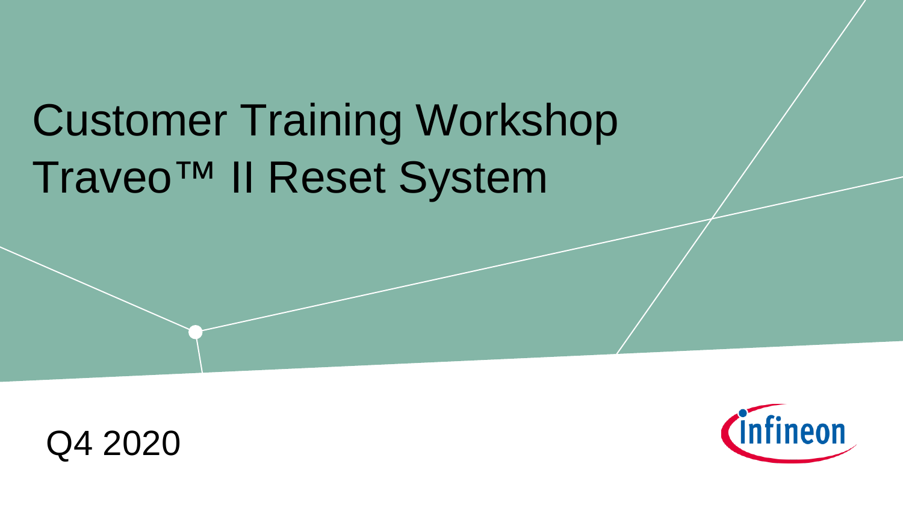# Customer Training Workshop
# Traveo™ II Reset System

Q4 2020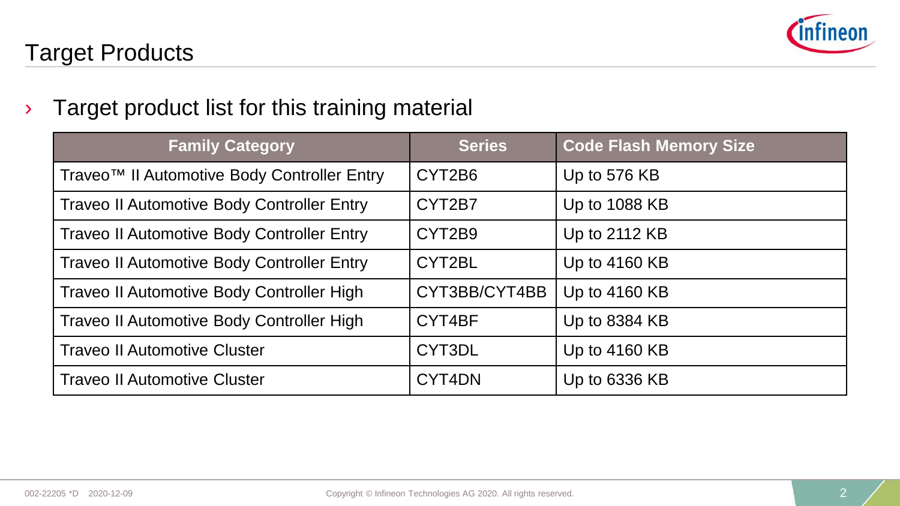# Target Products

› Target product list for this training material

| Family Category | Series | Code Flash Memory Size |
|---|---|---|
| Traveo™ II Automotive Body Controller Entry | CYT2B6 | Up to 576 KB |
| Traveo II Automotive Body Controller Entry | CYT2B7 | Up to 1088 KB |
| Traveo II Automotive Body Controller Entry | CYT2B9 | Up to 2112 KB |
| Traveo II Automotive Body Controller Entry | CYT2BL | Up to 4160 KB |
| Traveo II Automotive Body Controller High | CYT3BB/CYT4BB | Up to 4160 KB |
| Traveo II Automotive Body Controller High | CYT4BF | Up to 8384 KB |
| Traveo II Automotive Cluster | CYT3DL | Up to 4160 KB |
| Traveo II Automotive Cluster | CYT4DN | Up to 6336 KB |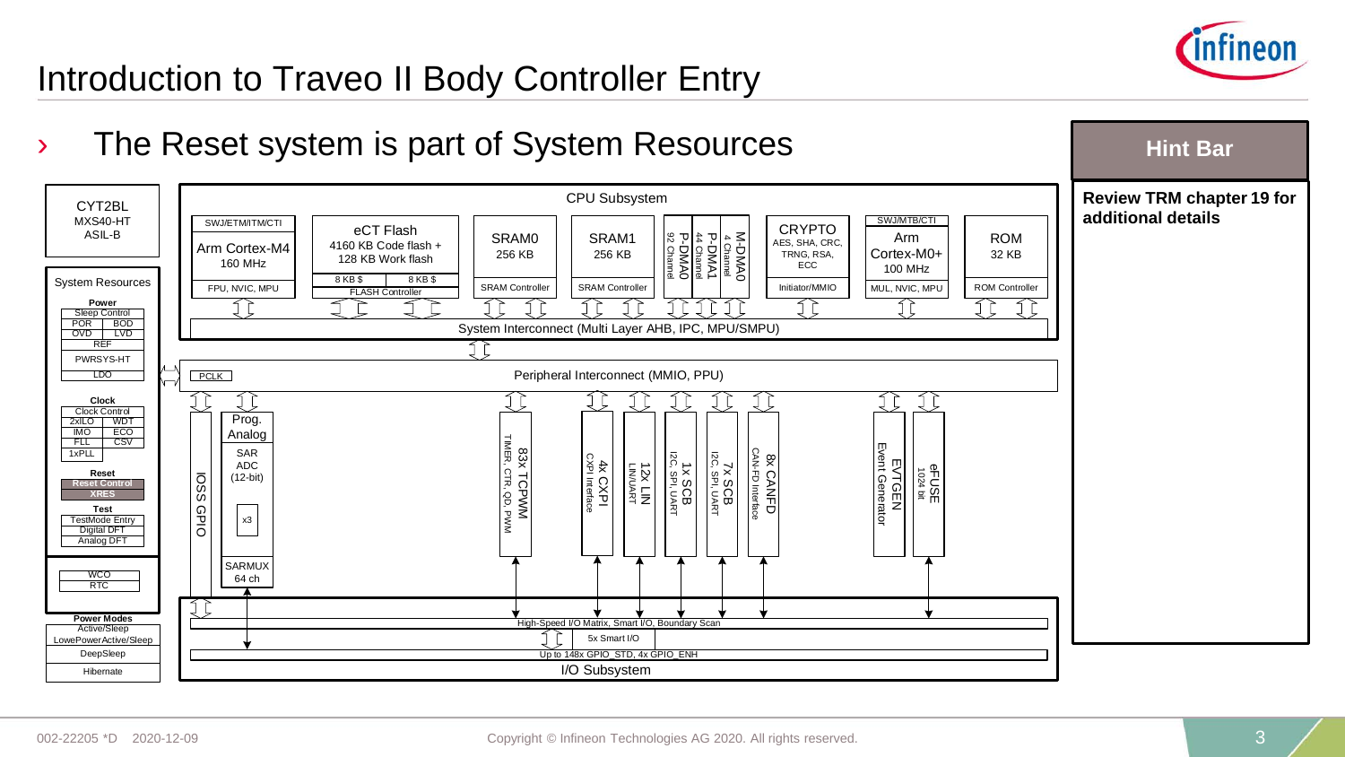# Introduction to Traveo II Body Controller Entry

› The Reset system is part of System Resources

**Hint Bar**

**Review TRM chapter 19 for additional details**

CYT2BL
MXS40-HT
ASIL-B

**System Resources**

- **Power**: Sleep Control, POR, BOD, OVD, LVD, REF, PWRSYS-HT, LDO
- **Clock**: Clock Control, 2xILO, WDT, IMO, ECO, FLL, CSV, 1xPLL
- **Reset**: Reset Control, XRES
- **Test**: TestMode Entry, Digital DFT, Analog DFT
- WCO, RTC

**Power Modes**: Active/Sleep, LowePowerActive/Sleep, DeepSleep, Hibernate

**CPU Subsystem**

- SWJ/ETM/ITM/CTI — Arm Cortex-M4 160 MHz — FPU, NVIC, MPU
- eCT Flash: 4160 KB Code flash + 128 KB Work flash — 8 KB $, 8 KB $ — FLASH Controller
- SRAM0 256 KB — SRAM Controller
- SRAM1 256 KB — SRAM Controller
- P-DMA0 92 Channel, P-DMA1 44 Channel, M-DMA0 4 Channel
- CRYPTO: AES, SHA, CRC, TRNG, RSA, ECC — Initiator/MMIO
- SWJ/MTB/CTI — Arm Cortex-M0+ 100 MHz — MUL, NVIC, MPU
- ROM 32 KB — ROM Controller

System Interconnect (Multi Layer AHB, IPC, MPU/SMPU)

PCLK — Peripheral Interconnect (MMIO, PPU)

- IOSS GPIO
- Prog. Analog: SAR ADC (12-bit) x3, SARMUX 64 ch
- 83x TCPWM: TIMER, CTR, QD, PWM
- 4x CXPI: CXPI Interface
- 12x LIN: LIN/UART
- 1x SCB: I2C, SPI, UART
- 7x SCB: I2C, SPI, UART
- 8x CANFD: CAN-FD Interface
- EVTGEN: Event Generator
- eFUSE: 1024 bit

High-Speed I/O Matrix, Smart I/O, Boundary Scan
5x Smart I/O
Up to 148x GPIO_STD, 4x GPIO_ENH
I/O Subsystem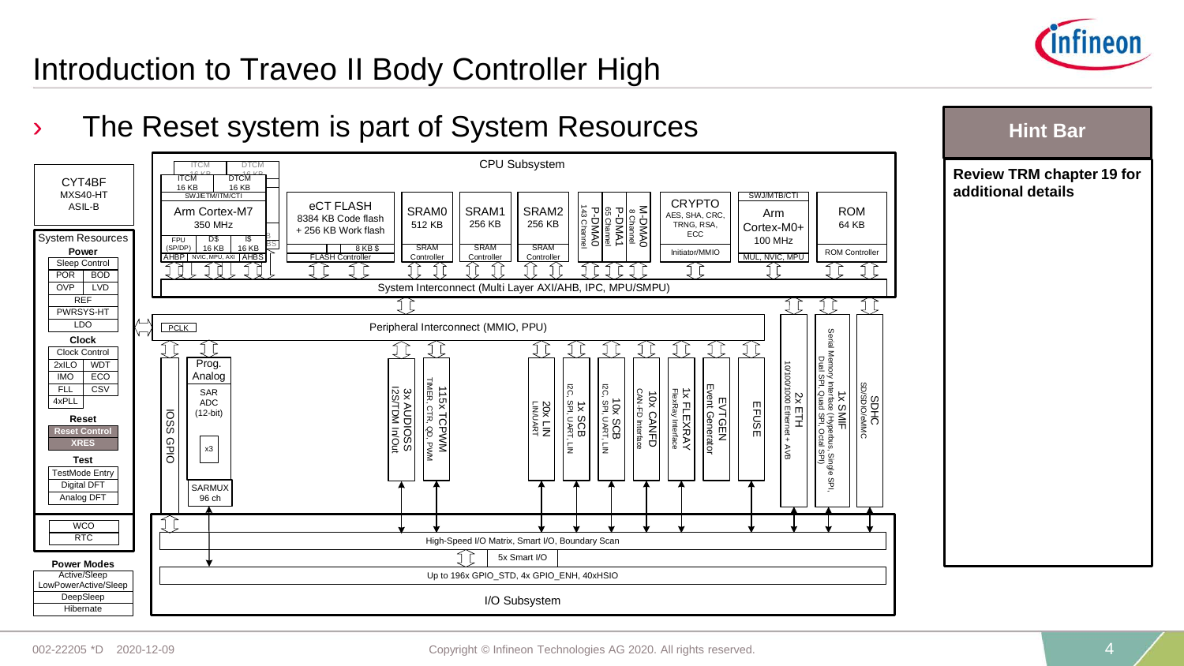# Introduction to Traveo II Body Controller High

› The Reset system is part of System Resources

**Hint Bar**

**Review TRM chapter 19 for additional details**

CYT4BF
MXS40-HT
ASIL-B

System Resources

**Power**
Sleep Control
POR | BOD
OVP | LVD
REF
PWRSYS-HT
LDO

**Clock**
Clock Control
2xILO | WDT
IMO | ECO
FLL | CSV
4xPLL

**Reset**
Reset Control
XRES

**Test**
TestMode Entry
Digital DFT
Analog DFT

WCO
RTC

**Power Modes**
Active/Sleep
LowPowerActive/Sleep
DeepSleep
Hibernate

CPU Subsystem

- ITCM 16 KB, DTCM 16 KB, SWJ/ETM/ITM/CTI, Arm Cortex-M7 350 MHz, FPU (SP/DP), D$ 16 KB, I$ 16 KB, AHBP, NVIC, MPU, AXI, AHBS
- eCT FLASH: 8384 KB Code flash + 256 KB Work flash, 8 KB $, FLASH Controller
- SRAM0 512 KB, SRAM Controller
- SRAM1 256 KB, SRAM Controller
- SRAM2 256 KB, SRAM Controller
- P-DMA0 143 Channel
- P-DMA1 65 Channel
- M-DMA0 8 Channel
- CRYPTO: AES, SHA, CRC, TRNG, RSA, ECC; Initiator/MMIO
- SWJ/MTB/CTI, Arm Cortex-M0+ 100 MHz, MUL, NVIC, MPU
- ROM 64 KB, ROM Controller

System Interconnect (Multi Layer AXI/AHB, IPC, MPU/SMPU)

PCLK — Peripheral Interconnect (MMIO, PPU)

- IOSS GPIO
- Prog. Analog: SAR ADC (12-bit) x3, SARMUX 96 ch
- 3x AUDIOSS: I2S/TDM In/Out
- 115x TCPWM: TIMER, CTR, QD, PWM
- 20x LIN: LIN/UART
- 1x SCB: I2C, SPI, UART, LIN
- 10x SCB: I2C, SPI, UART, LIN
- 10x CANFD: CAN-FD Interface
- 1x FLEXRAY: FlexRay Interface
- EVTGEN: Event Generator
- EFUSE
- 2x ETH: 10/100/1000 Ethernet + AVB
- 1x SMIF: Serial Memory Interface (Hyperbus, Single SPI, Dual SPI, Quad SPI, Octal SPI)
- SDHC: SD/SDIO/eMMC

I/O Subsystem

- High-Speed I/O Matrix, Smart I/O, Boundary Scan
- 5x Smart I/O
- Up to 196x GPIO_STD, 4x GPIO_ENH, 40xHSIO

002-22205 *D 2020-12-09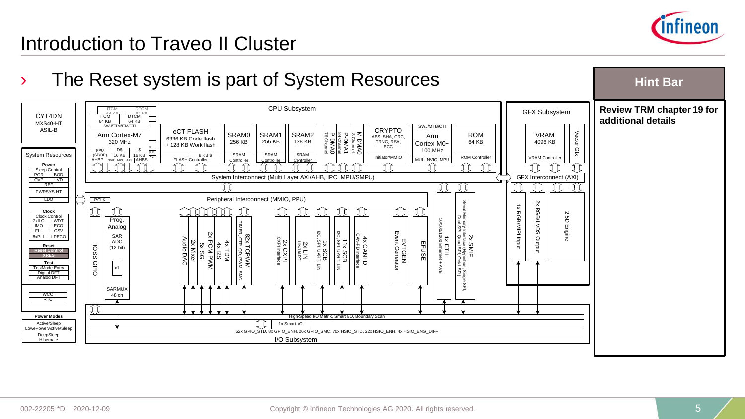# Introduction to Traveo II Cluster

› The Reset system is part of System Resources

CYT4DN
MXS40-HT
ASIL-B

**System Resources**

**Power**
Sleep Control
POR | BOD
OVP | LVD
REF
PWRSYS-HT
LDO

**Clock**
Clock Control
2xILO | WDT
IMO | ECO
FLL | CSV
8xPLL | LPECO

**Reset**
Reset Control
XRES

**Test**
TestMode Entry
Digital DFT
Analog DFT

WCO
RTC

**Power Modes**
Active/Sleep
LowePowerActive/Sleep
DeepSleep
Hibernate

**CPU Subsystem**

- ITCM 64 KB, DTCM 64 KB, SWJ/ETM/ITM/CTI, Arm Cortex-M7 320 MHz, FPU (SP/DP), D$ 16 KB, I$ 16 KB, AHBP, NVIC, MPU, AXI, AHBS
- eCT FLASH 6336 KB Code flash + 128 KB Work flash, 8 KB $, FLASH Controller
- SRAM0 256 KB, SRAM Controller
- SRAM1 256 KB, SRAM Controller
- SRAM2 128 KB, SRAM Controller
- P-DMA0 76 Channel
- P-DMA1 84 Channel
- M-DMA0 8 Channel
- CRYPTO AES, SHA, CRC, TRNG, RSA, ECC, Initiator/MMIO
- SWJ/MTB/CTI, Arm Cortex-M0+ 100 MHz, MUL, NVIC, MPU
- ROM 64 KB, ROM Controller

System Interconnect (Multi Layer AXI/AHB, IPC, MPU/SMPU)

**GFX Subsystem**

- VRAM 4096 KB, VRAM Controller
- Vector Gfx
- GFX Interconnect (AXI)
- 1x RGB/MIPI Input
- 2x RGB/LVDS Output
- 2.5D Engine

PCLK
Peripheral Interconnect (MMIO, PPU)

- IOSS GPIO
- Prog. Analog: SAR ADC (12-bit), x1, SARMUX 48 ch
- Audio DAC
- 2x Mixer
- 5x SG
- 2x PCM-PWM
- 4x I2S
- 4x TDM
- 82x TCPWM TIMER, CTR, QD, PWM, SMC
- 2x CXPI CXPI Interface
- 2x LIN LIN/UART
- 1x SCB I2C, SPI, UART, LIN
- 11x SCB I2C, SPI, UART, LIN
- 4x CANFD CAN-FD Interface
- EVTGEN Event Generator
- EFUSE
- 1x ETH 10/100/1000 Ethernet + AVB
- 2x SMIF Serial Memory Interface (Hyperbus, Single SPI, Dual SPI, Quad SPI, Octal SPI)

High-Speed I/O Matrix, Smart I/O, Boundary Scan
1x Smart I/O
52x GPIO_STD, 8x GPIO_ENH, 26x GPIO_SMC, 70x HSIO_STD, 22x HSIO_ENH, 4x HSIO_ENG_DIFF
I/O Subsystem

**Hint Bar**

**Review TRM chapter 19 for additional details**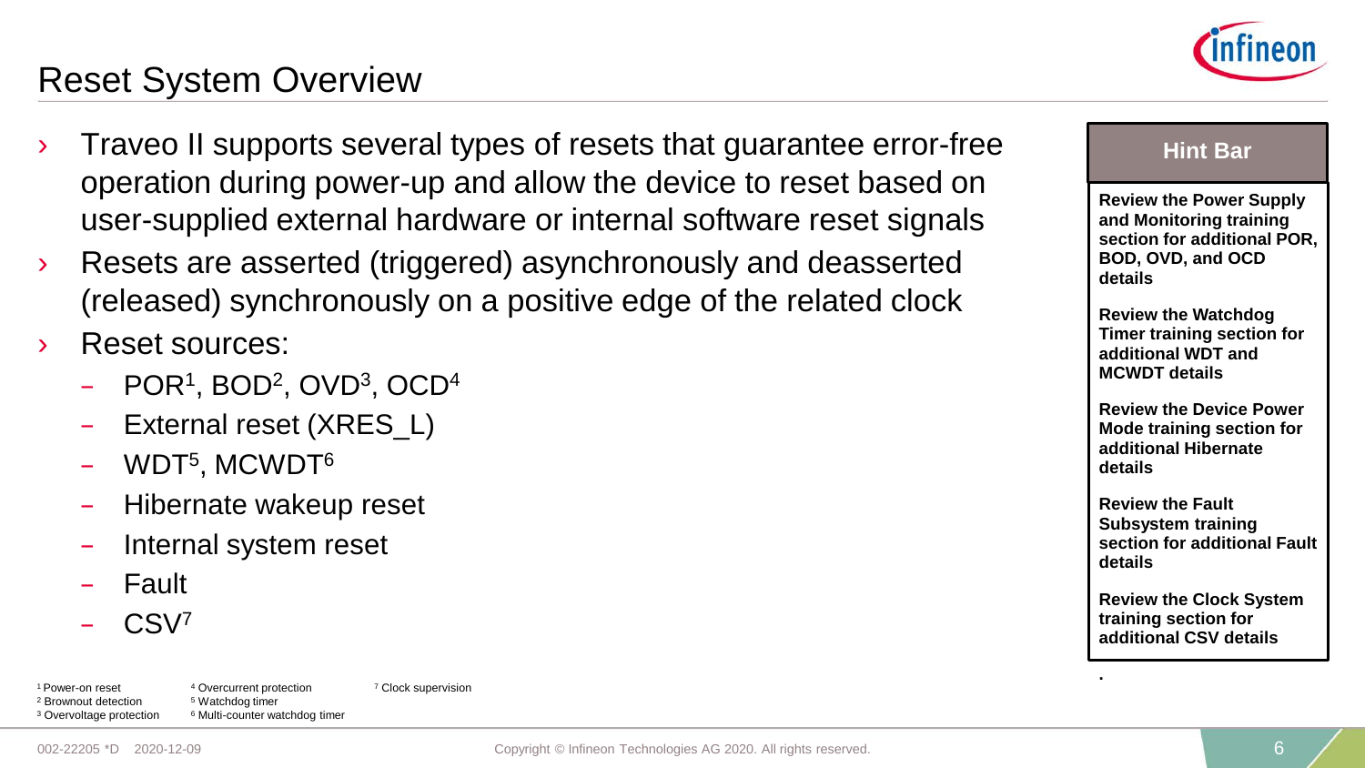# Reset System Overview

- Traveo II supports several types of resets that guarantee error-free operation during power-up and allow the device to reset based on user-supplied external hardware or internal software reset signals
- Resets are asserted (triggered) asynchronously and deasserted (released) synchronously on a positive edge of the related clock
- Reset sources:
  - POR[1], BOD[2], OVD[3], OCD[4]
  - External reset (XRES_L)
  - WDT[5], MCWDT[6]
  - Hibernate wakeup reset
  - Internal system reset
  - Fault
  - CSV[7]

**Hint Bar**

**Review the Power Supply and Monitoring training section for additional POR, BOD, OVD, and OCD details**

**Review the Watchdog Timer training section for additional WDT and MCWDT details**

**Review the Device Power Mode training section for additional Hibernate details**

**Review the Fault Subsystem training section for additional Fault details**

**Review the Clock System training section for additional CSV details**

[1] Power-on reset
[2] Brownout detection
[3] Overvoltage protection
[4] Overcurrent protection
[5] Watchdog timer
[6] Multi-counter watchdog timer
[7] Clock supervision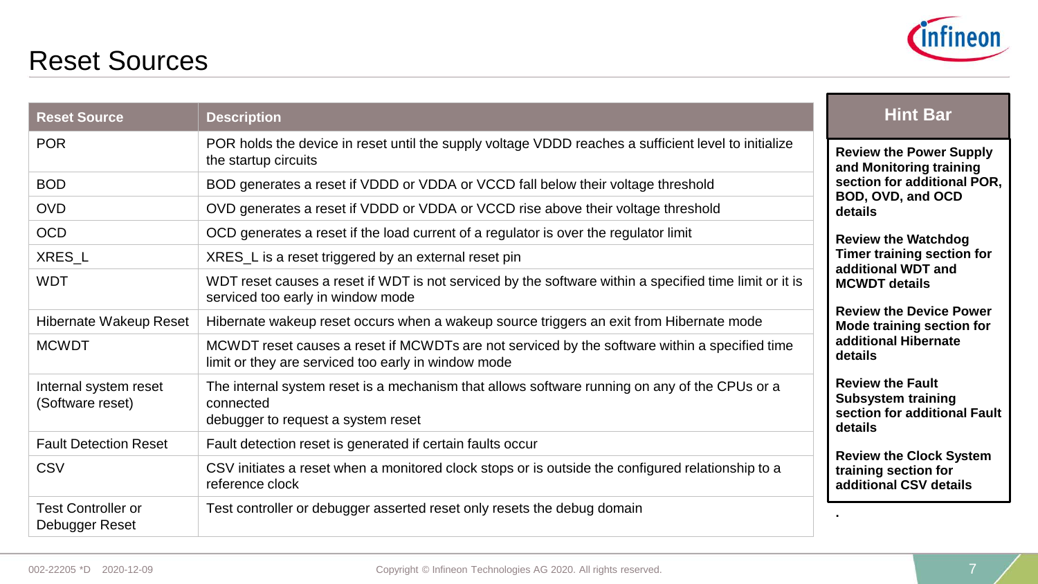# Reset Sources

| Reset Source | Description |
| --- | --- |
| POR | POR holds the device in reset until the supply voltage VDDD reaches a sufficient level to initialize the startup circuits |
| BOD | BOD generates a reset if VDDD or VDDA or VCCD fall below their voltage threshold |
| OVD | OVD generates a reset if VDDD or VDDA or VCCD rise above their voltage threshold |
| OCD | OCD generates a reset if the load current of a regulator is over the regulator limit |
| XRES_L | XRES_L is a reset triggered by an external reset pin |
| WDT | WDT reset causes a reset if WDT is not serviced by the software within a specified time limit or it is serviced too early in window mode |
| Hibernate Wakeup Reset | Hibernate wakeup reset occurs when a wakeup source triggers an exit from Hibernate mode |
| MCWDT | MCWDT reset causes a reset if MCWDTs are not serviced by the software within a specified time limit or they are serviced too early in window mode |
| Internal system reset (Software reset) | The internal system reset is a mechanism that allows software running on any of the CPUs or a connected debugger to request a system reset |
| Fault Detection Reset | Fault detection reset is generated if certain faults occur |
| CSV | CSV initiates a reset when a monitored clock stops or is outside the configured relationship to a reference clock |
| Test Controller or Debugger Reset | Test controller or debugger asserted reset only resets the debug domain |

## Hint Bar

**Review the Power Supply and Monitoring training section for additional POR, BOD, OVD, and OCD details**

**Review the Watchdog Timer training section for additional WDT and MCWDT details**

**Review the Device Power Mode training section for additional Hibernate details**

**Review the Fault Subsystem training section for additional Fault details**

**Review the Clock System training section for additional CSV details**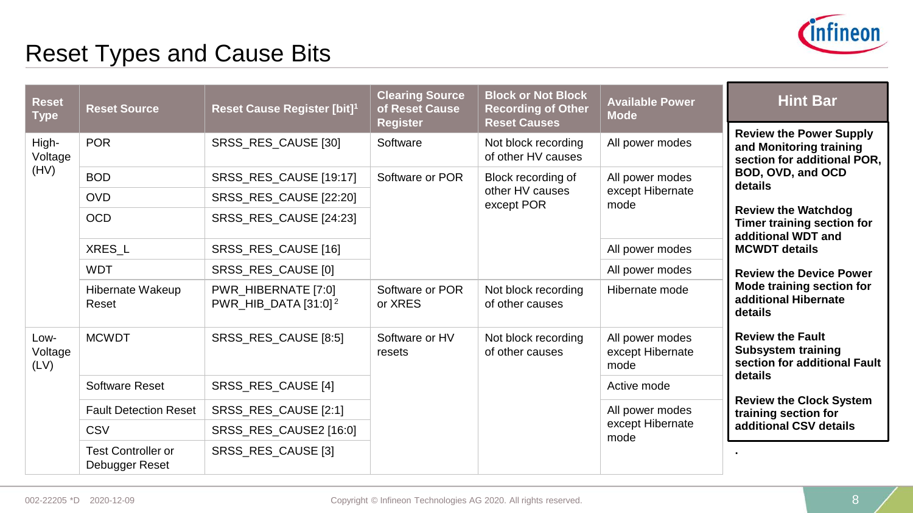# Reset Types and Cause Bits

| Reset Type | Reset Source | Reset Cause Register [bit][1] | Clearing Source of Reset Cause Register | Block or Not Block Recording of Other Reset Causes | Available Power Mode |
|---|---|---|---|---|---|
| High-Voltage (HV) | POR | SRSS_RES_CAUSE [30] | Software | Not block recording of other HV causes | All power modes |
| | BOD | SRSS_RES_CAUSE [19:17] | Software or POR | Block recording of other HV causes except POR | All power modes except Hibernate mode |
| | OVD | SRSS_RES_CAUSE [22:20] | | | |
| | OCD | SRSS_RES_CAUSE [24:23] | | | |
| | XRES_L | SRSS_RES_CAUSE [16] | | | All power modes |
| | WDT | SRSS_RES_CAUSE [0] | | | All power modes |
| | Hibernate Wakeup Reset | PWR_HIBERNATE [7:0] PWR_HIB_DATA [31:0][2] | Software or POR or XRES | Not block recording of other causes | Hibernate mode |
| Low-Voltage (LV) | MCWDT | SRSS_RES_CAUSE [8:5] | Software or HV resets | Not block recording of other causes | All power modes except Hibernate mode |
| | Software Reset | SRSS_RES_CAUSE [4] | | | Active mode |
| | Fault Detection Reset | SRSS_RES_CAUSE [2:1] | | | All power modes except Hibernate mode |
| | CSV | SRSS_RES_CAUSE2 [16:0] | | | |
| | Test Controller or Debugger Reset | SRSS_RES_CAUSE [3] | | | |

## Hint Bar

**Review the Power Supply and Monitoring training section for additional POR, BOD, OVD, and OCD details**

**Review the Watchdog Timer training section for additional WDT and MCWDT details**

**Review the Device Power Mode training section for additional Hibernate details**

**Review the Fault Subsystem training section for additional Fault details**

**Review the Clock System training section for additional CSV details**

.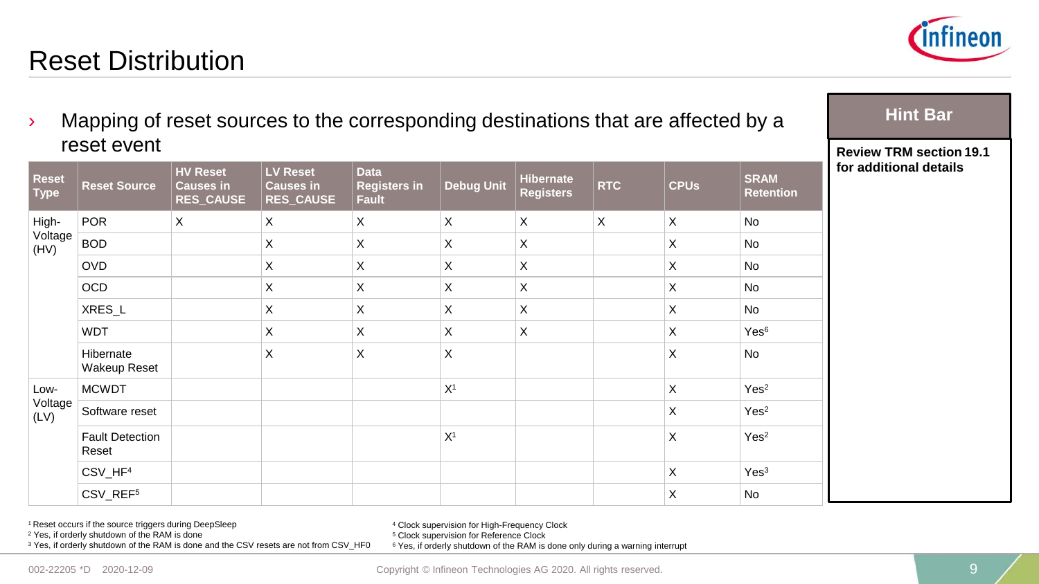# Reset Distribution

- Mapping of reset sources to the corresponding destinations that are affected by a reset event

| Reset Type | Reset Source | HV Reset Causes in RES_CAUSE | LV Reset Causes in RES_CAUSE | Data Registers in Fault | Debug Unit | Hibernate Registers | RTC | CPUs | SRAM Retention |
|---|---|---|---|---|---|---|---|---|---|
| High-Voltage (HV) | POR | X | X | X | X | X | X | X | No |
| | BOD | | X | X | X | X | | X | No |
| | OVD | | X | X | X | X | | X | No |
| | OCD | | X | X | X | X | | X | No |
| | XRES_L | | X | X | X | X | | X | No |
| | WDT | | X | X | X | X | | X | Yes[6] |
| | Hibernate Wakeup Reset | | X | X | X | | | X | No |
| Low-Voltage (LV) | MCWDT | | | | X[1] | | | X | Yes[2] |
| | Software reset | | | | | | | X | Yes[2] |
| | Fault Detection Reset | | | | X[1] | | | X | Yes[2] |
| | CSV_HF[4] | | | | | | | X | Yes[3] |
| | CSV_REF[5] | | | | | | | X | No |

**Hint Bar**

**Review TRM section 19.1 for additional details**

[1] Reset occurs if the source triggers during DeepSleep
[2] Yes, if orderly shutdown of the RAM is done
[3] Yes, if orderly shutdown of the RAM is done and the CSV resets are not from CSV_HF0
[4] Clock supervision for High-Frequency Clock
[5] Clock supervision for Reference Clock
[6] Yes, if orderly shutdown of the RAM is done only during a warning interrupt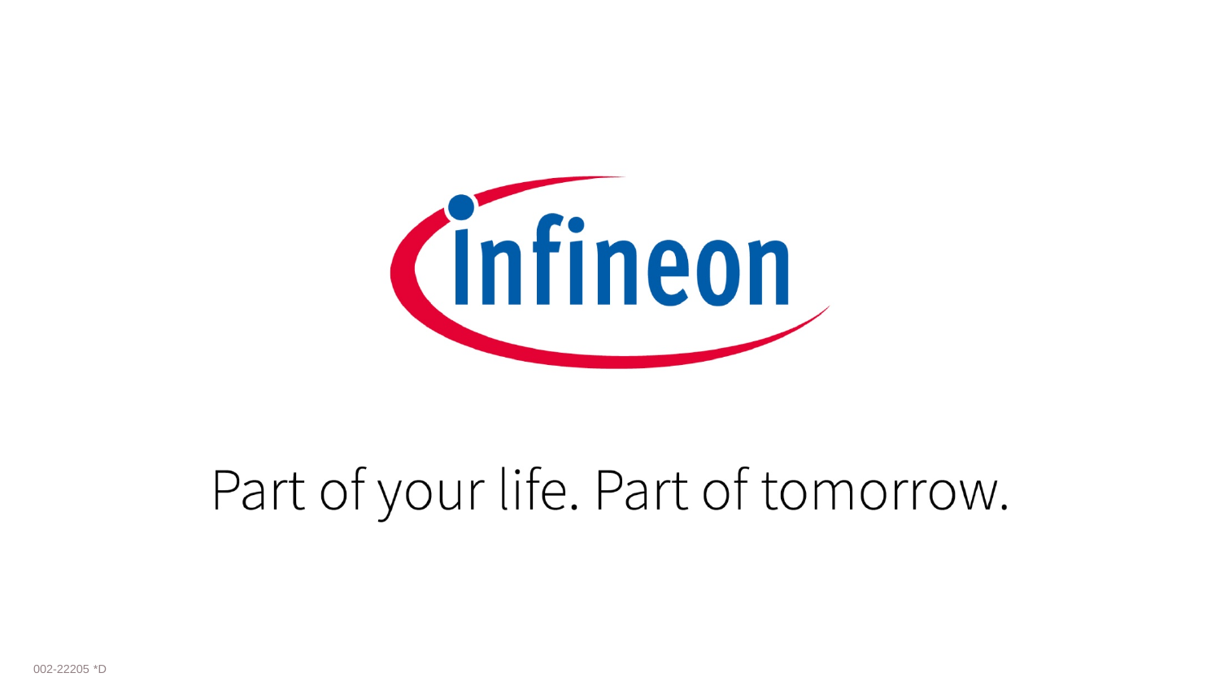infineon

Part of your life. Part of tomorrow.

002-22205 *D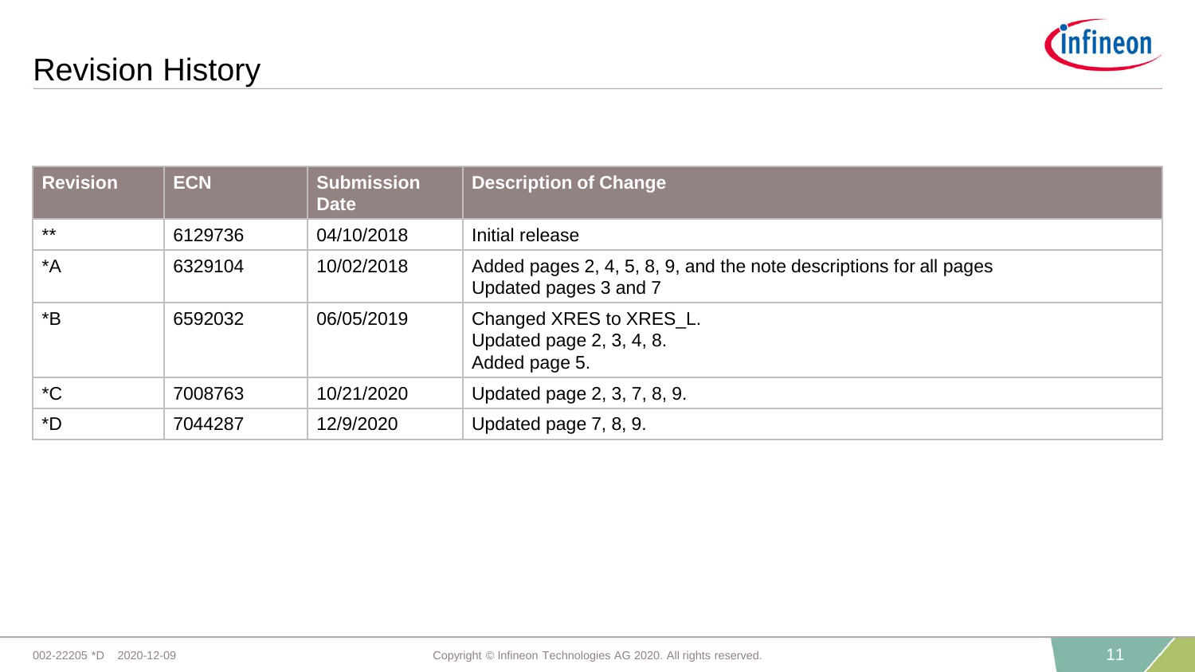# Revision History

| Revision | ECN | Submission Date | Description of Change |
| --- | --- | --- | --- |
| ** | 6129736 | 04/10/2018 | Initial release |
| *A | 6329104 | 10/02/2018 | Added pages 2, 4, 5, 8, 9, and the note descriptions for all pages<br>Updated pages 3 and 7 |
| *B | 6592032 | 06/05/2019 | Changed XRES to XRES_L.<br>Updated page 2, 3, 4, 8.<br>Added page 5. |
| *C | 7008763 | 10/21/2020 | Updated page 2, 3, 7, 8, 9. |
| *D | 7044287 | 12/9/2020 | Updated page 7, 8, 9. |